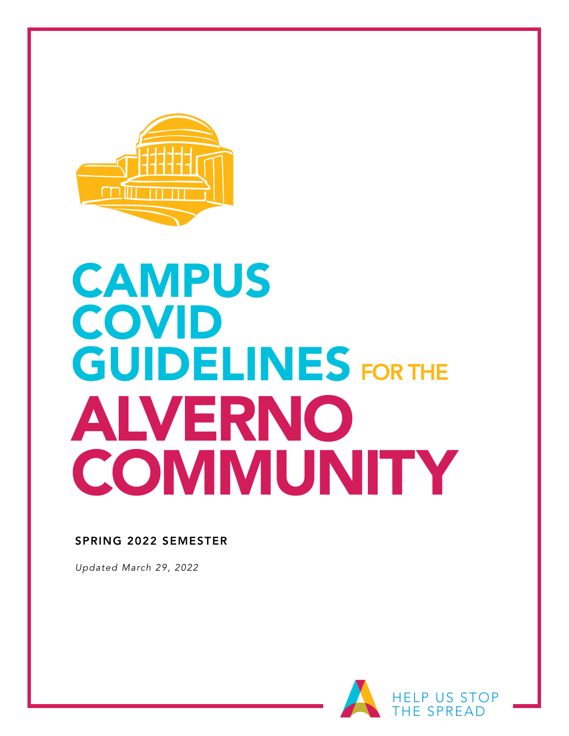# CAMPUS COVID GUIDELINES FOR THE ALVERNO COMMUNITY

**SPRING 2022 SEMESTER**

*Updated March 29, 2022*

HELP US STOP THE SPREAD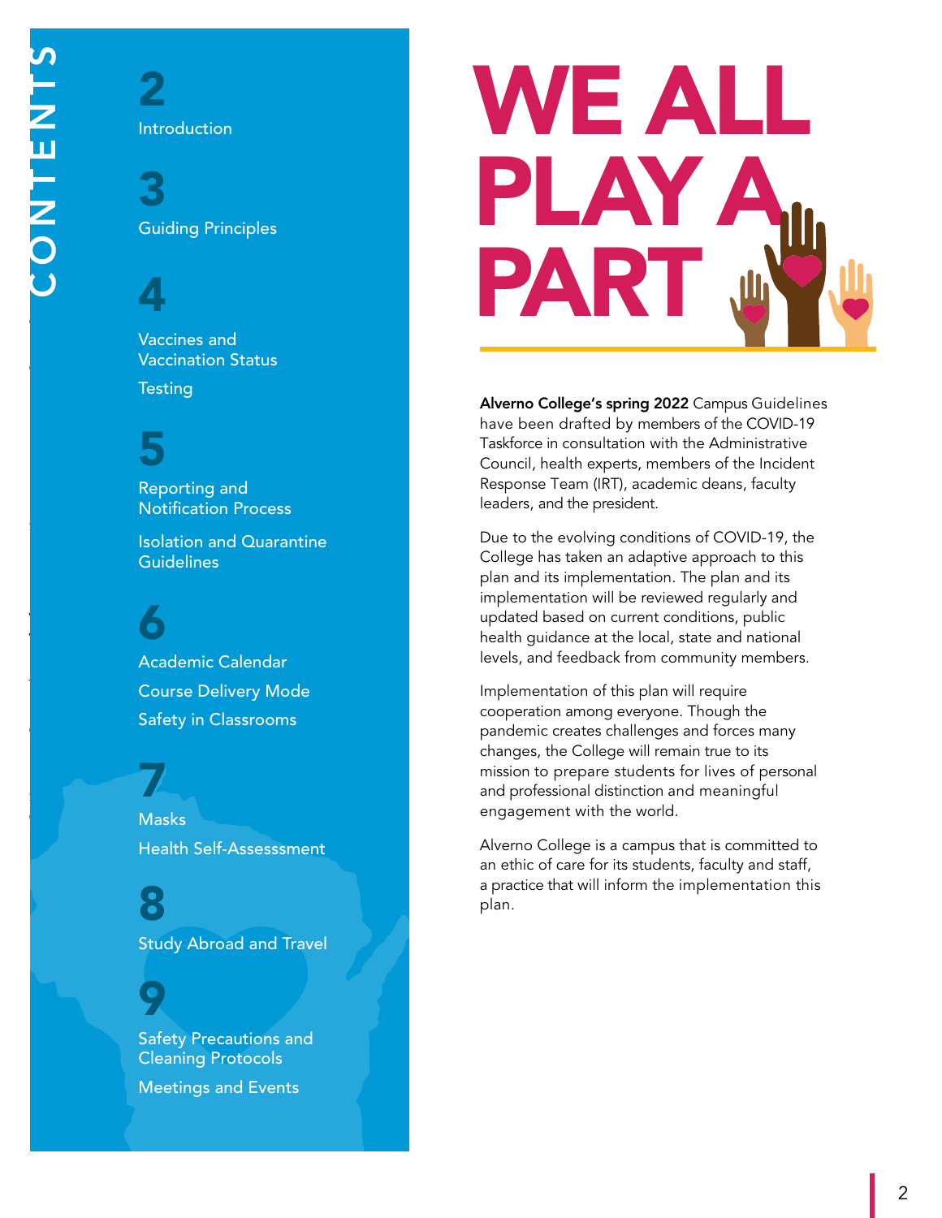# CONTENTS

**2**
Introduction

**3**
Guiding Principles

**4**
Vaccines and Vaccination Status
Testing

**5**
Reporting and Notification Process
Isolation and Quarantine Guidelines

**6**
Academic Calendar
Course Delivery Mode
Safety in Classrooms

**7**
Masks
Health Self-Assesssment

**8**
Study Abroad and Travel

**9**
Safety Precautions and Cleaning Protocols
Meetings and Events

# WE ALL PLAY A PART

**Alverno College's spring 2022** Campus Guidelines have been drafted by members of the COVID-19 Taskforce in consultation with the Administrative Council, health experts, members of the Incident Response Team (IRT), academic deans, faculty leaders, and the president.

Due to the evolving conditions of COVID-19, the College has taken an adaptive approach to this plan and its implementation. The plan and its implementation will be reviewed regularly and updated based on current conditions, public health guidance at the local, state and national levels, and feedback from community members.

Implementation of this plan will require cooperation among everyone. Though the pandemic creates challenges and forces many changes, the College will remain true to its mission to prepare students for lives of personal and professional distinction and meaningful engagement with the world.

Alverno College is a campus that is committed to an ethic of care for its students, faculty and staff, a practice that will inform the implementation this plan.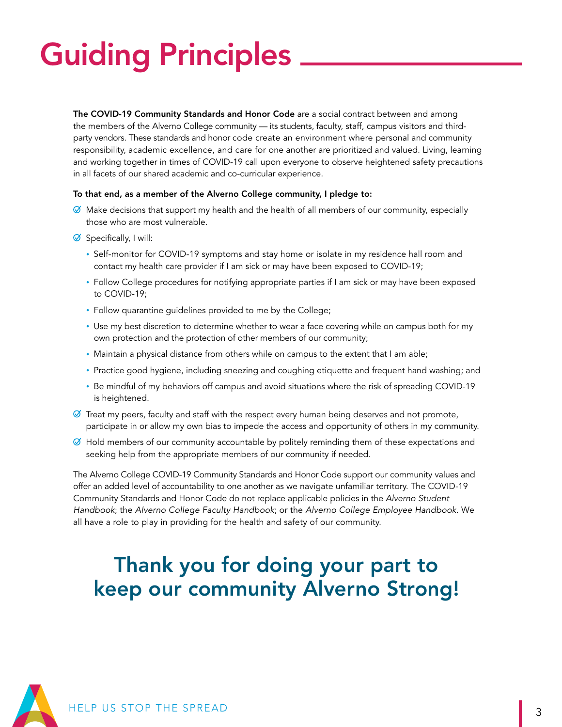# Guiding Principles

**The COVID-19 Community Standards and Honor Code** are a social contract between and among the members of the Alverno College community — its students, faculty, staff, campus visitors and third-party vendors. These standards and honor code create an environment where personal and community responsibility, academic excellence, and care for one another are prioritized and valued. Living, learning and working together in times of COVID-19 call upon everyone to observe heightened safety precautions in all facets of our shared academic and co-curricular experience.

**To that end, as a member of the Alverno College community, I pledge to:**

- Make decisions that support my health and the health of all members of our community, especially those who are most vulnerable.
- Specifically, I will:
  - Self-monitor for COVID-19 symptoms and stay home or isolate in my residence hall room and contact my health care provider if I am sick or may have been exposed to COVID-19;
  - Follow College procedures for notifying appropriate parties if I am sick or may have been exposed to COVID-19;
  - Follow quarantine guidelines provided to me by the College;
  - Use my best discretion to determine whether to wear a face covering while on campus both for my own protection and the protection of other members of our community;
  - Maintain a physical distance from others while on campus to the extent that I am able;
  - Practice good hygiene, including sneezing and coughing etiquette and frequent hand washing; and
  - Be mindful of my behaviors off campus and avoid situations where the risk of spreading COVID-19 is heightened.
- Treat my peers, faculty and staff with the respect every human being deserves and not promote, participate in or allow my own bias to impede the access and opportunity of others in my community.
- Hold members of our community accountable by politely reminding them of these expectations and seeking help from the appropriate members of our community if needed.

The Alverno College COVID-19 Community Standards and Honor Code support our community values and offer an added level of accountability to one another as we navigate unfamiliar territory. The COVID-19 Community Standards and Honor Code do not replace applicable policies in the *Alverno Student Handbook*; the *Alverno College Faculty Handbook*; or the *Alverno College Employee Handbook*. We all have a role to play in providing for the health and safety of our community.

## Thank you for doing your part to keep our community Alverno Strong!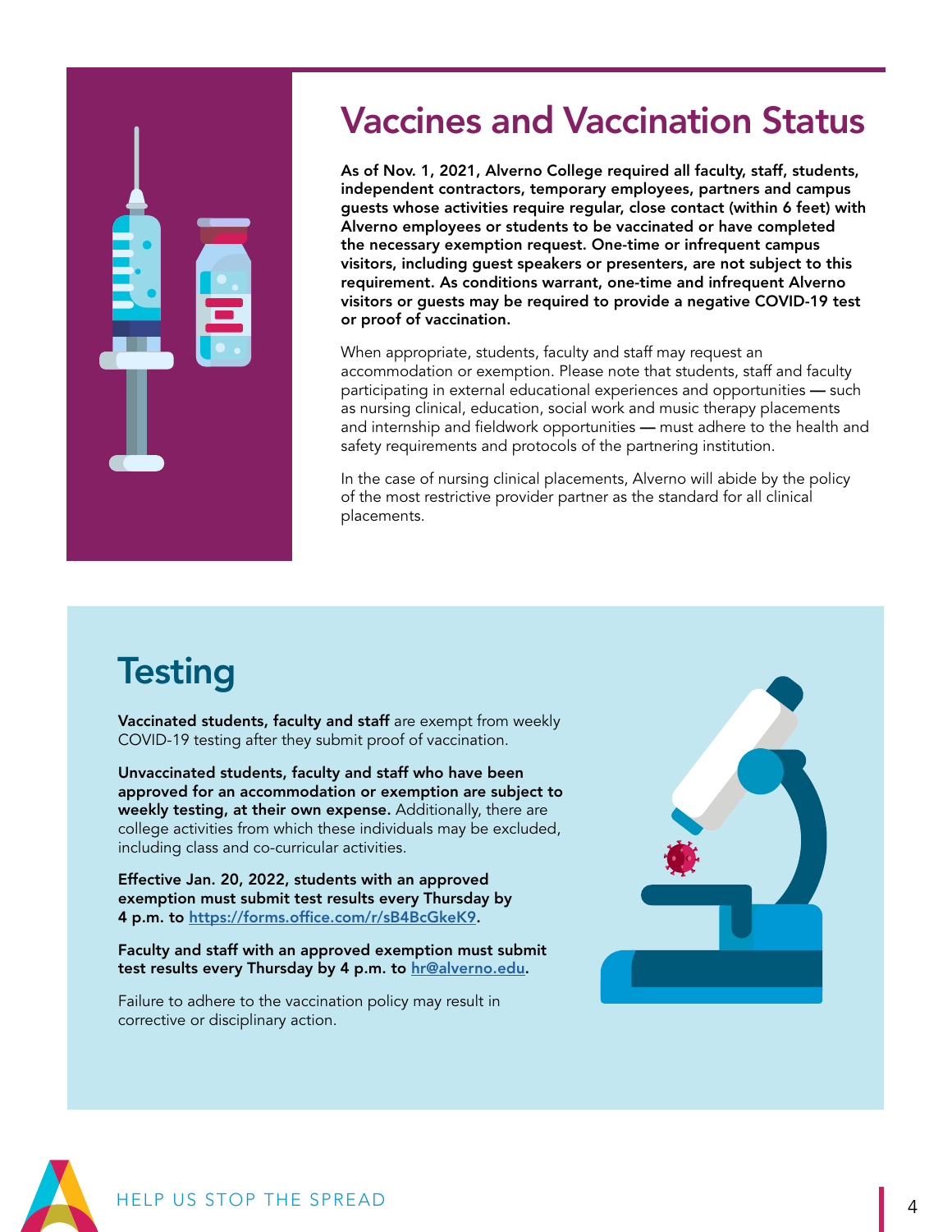# Vaccines and Vaccination Status

**As of Nov. 1, 2021, Alverno College required all faculty, staff, students, independent contractors, temporary employees, partners and campus guests whose activities require regular, close contact (within 6 feet) with Alverno employees or students to be vaccinated or have completed the necessary exemption request. One-time or infrequent campus visitors, including guest speakers or presenters, are not subject to this requirement. As conditions warrant, one-time and infrequent Alverno visitors or guests may be required to provide a negative COVID-19 test or proof of vaccination.**

When appropriate, students, faculty and staff may request an accommodation or exemption. Please note that students, staff and faculty participating in external educational experiences and opportunities — such as nursing clinical, education, social work and music therapy placements and internship and fieldwork opportunities — must adhere to the health and safety requirements and protocols of the partnering institution.

In the case of nursing clinical placements, Alverno will abide by the policy of the most restrictive provider partner as the standard for all clinical placements.

# Testing

**Vaccinated students, faculty and staff** are exempt from weekly COVID-19 testing after they submit proof of vaccination.

**Unvaccinated students, faculty and staff who have been approved for an accommodation or exemption are subject to weekly testing, at their own expense.** Additionally, there are college activities from which these individuals may be excluded, including class and co-curricular activities.

**Effective Jan. 20, 2022, students with an approved exemption must submit test results every Thursday by 4 p.m. to [https://forms.office.com/r/sB4BcGkeK9](https://forms.office.com/r/sB4BcGkeK9).**

**Faculty and staff with an approved exemption must submit test results every Thursday by 4 p.m. to [hr@alverno.edu](mailto:hr@alverno.edu).**

Failure to adhere to the vaccination policy may result in corrective or disciplinary action.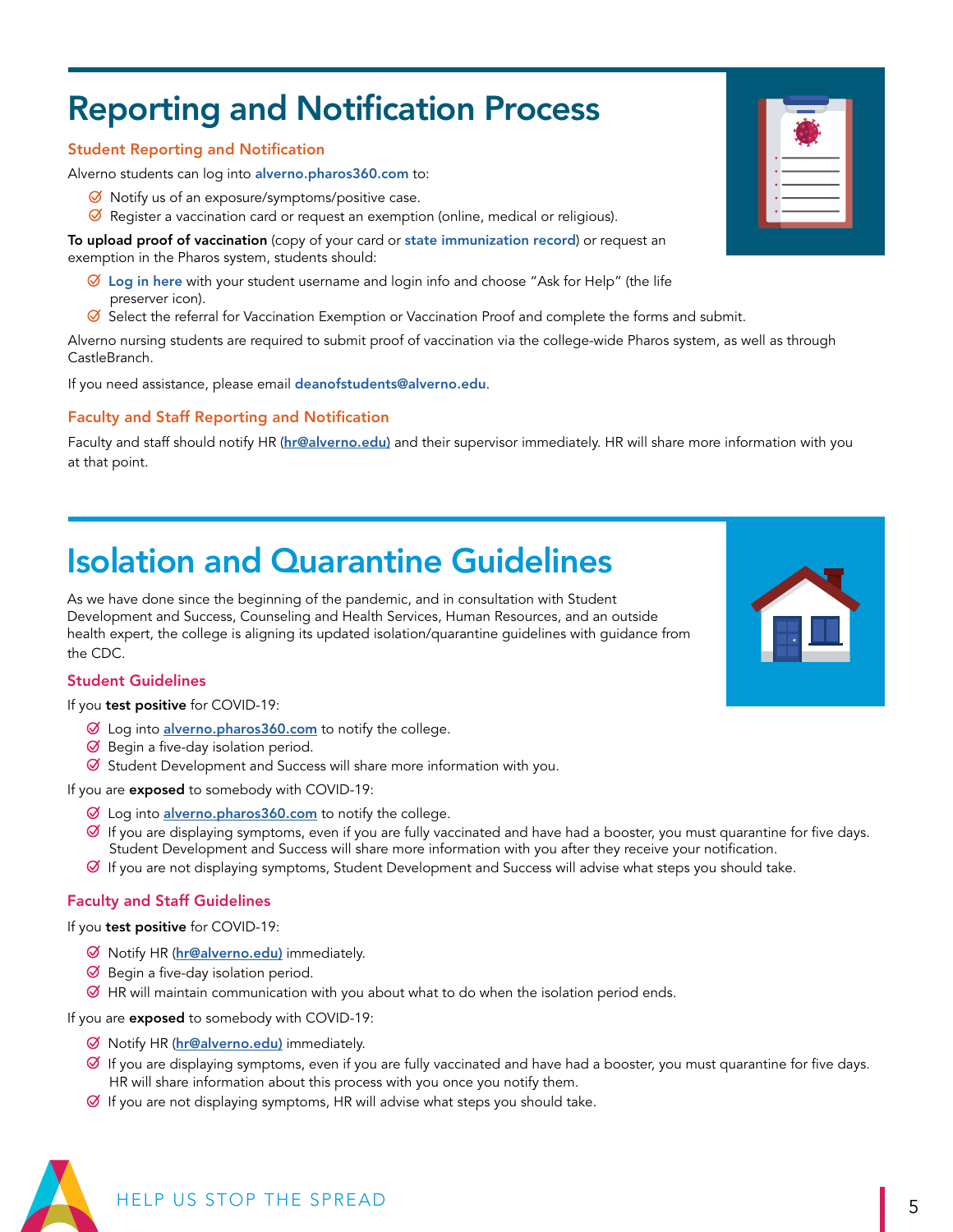# Reporting and Notification Process

### Student Reporting and Notification

Alverno students can log into **alverno.pharos360.com** to:

- Notify us of an exposure/symptoms/positive case.
- Register a vaccination card or request an exemption (online, medical or religious).

**To upload proof of vaccination** (copy of your card or **state immunization record**) or request an exemption in the Pharos system, students should:

- **Log in here** with your student username and login info and choose "Ask for Help" (the life preserver icon).
- Select the referral for Vaccination Exemption or Vaccination Proof and complete the forms and submit.

Alverno nursing students are required to submit proof of vaccination via the college-wide Pharos system, as well as through CastleBranch.

If you need assistance, please email **deanofstudents@alverno.edu**.

### Faculty and Staff Reporting and Notification

Faculty and staff should notify HR (**hr@alverno.edu)** and their supervisor immediately. HR will share more information with you at that point.

# Isolation and Quarantine Guidelines

As we have done since the beginning of the pandemic, and in consultation with Student Development and Success, Counseling and Health Services, Human Resources, and an outside health expert, the college is aligning its updated isolation/quarantine guidelines with guidance from the CDC.

### Student Guidelines

If you **test positive** for COVID-19:

- Log into **alverno.pharos360.com** to notify the college.
- Begin a five-day isolation period.
- Student Development and Success will share more information with you.

If you are **exposed** to somebody with COVID-19:

- Log into **alverno.pharos360.com** to notify the college.
- If you are displaying symptoms, even if you are fully vaccinated and have had a booster, you must quarantine for five days. Student Development and Success will share more information with you after they receive your notification.
- If you are not displaying symptoms, Student Development and Success will advise what steps you should take.

### Faculty and Staff Guidelines

If you **test positive** for COVID-19:

- Notify HR (**hr@alverno.edu)** immediately.
- Begin a five-day isolation period.
- HR will maintain communication with you about what to do when the isolation period ends.

If you are **exposed** to somebody with COVID-19:

- Notify HR (**hr@alverno.edu)** immediately.
- If you are displaying symptoms, even if you are fully vaccinated and have had a booster, you must quarantine for five days. HR will share information about this process with you once you notify them.
- If you are not displaying symptoms, HR will advise what steps you should take.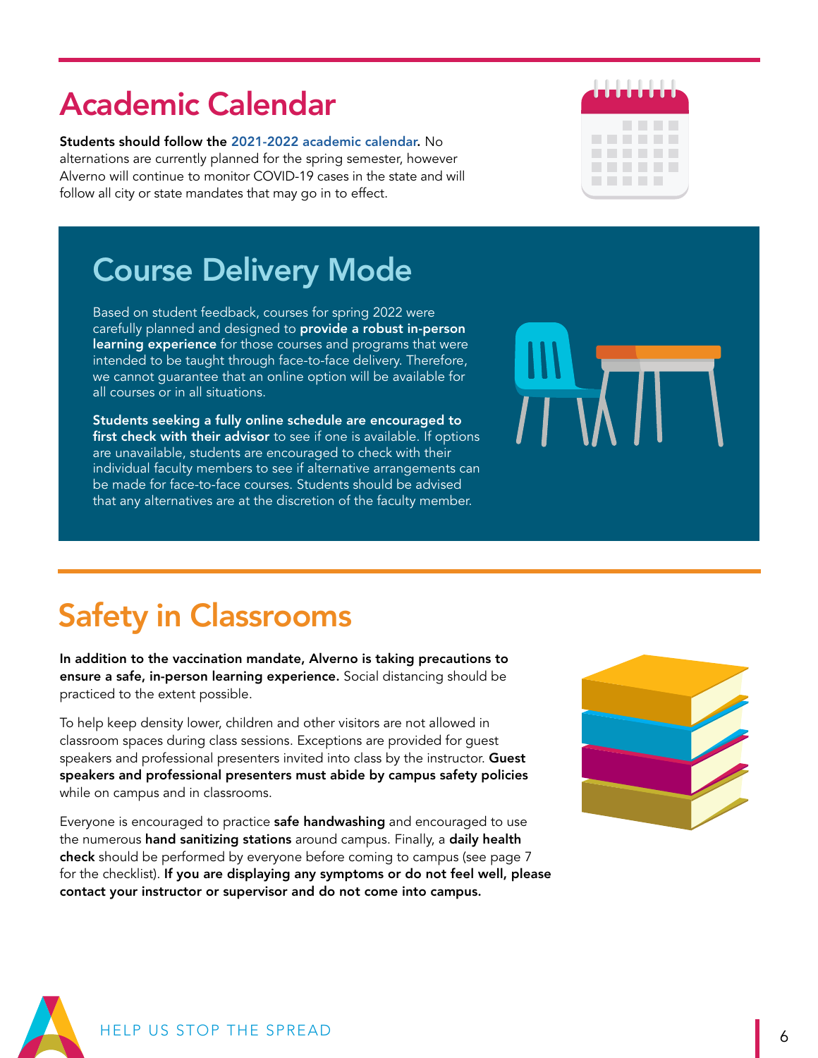# Academic Calendar

**Students should follow the 2021-2022 academic calendar.** No alternations are currently planned for the spring semester, however Alverno will continue to monitor COVID-19 cases in the state and will follow all city or state mandates that may go in to effect.

# Course Delivery Mode

Based on student feedback, courses for spring 2022 were carefully planned and designed to **provide a robust in-person learning experience** for those courses and programs that were intended to be taught through face-to-face delivery. Therefore, we cannot guarantee that an online option will be available for all courses or in all situations.

**Students seeking a fully online schedule are encouraged to first check with their advisor** to see if one is available. If options are unavailable, students are encouraged to check with their individual faculty members to see if alternative arrangements can be made for face-to-face courses. Students should be advised that any alternatives are at the discretion of the faculty member.

# Safety in Classrooms

**In addition to the vaccination mandate, Alverno is taking precautions to ensure a safe, in-person learning experience.** Social distancing should be practiced to the extent possible.

To help keep density lower, children and other visitors are not allowed in classroom spaces during class sessions. Exceptions are provided for guest speakers and professional presenters invited into class by the instructor. **Guest speakers and professional presenters must abide by campus safety policies** while on campus and in classrooms.

Everyone is encouraged to practice **safe handwashing** and encouraged to use the numerous **hand sanitizing stations** around campus. Finally, a **daily health check** should be performed by everyone before coming to campus (see page 7 for the checklist). **If you are displaying any symptoms or do not feel well, please contact your instructor or supervisor and do not come into campus.**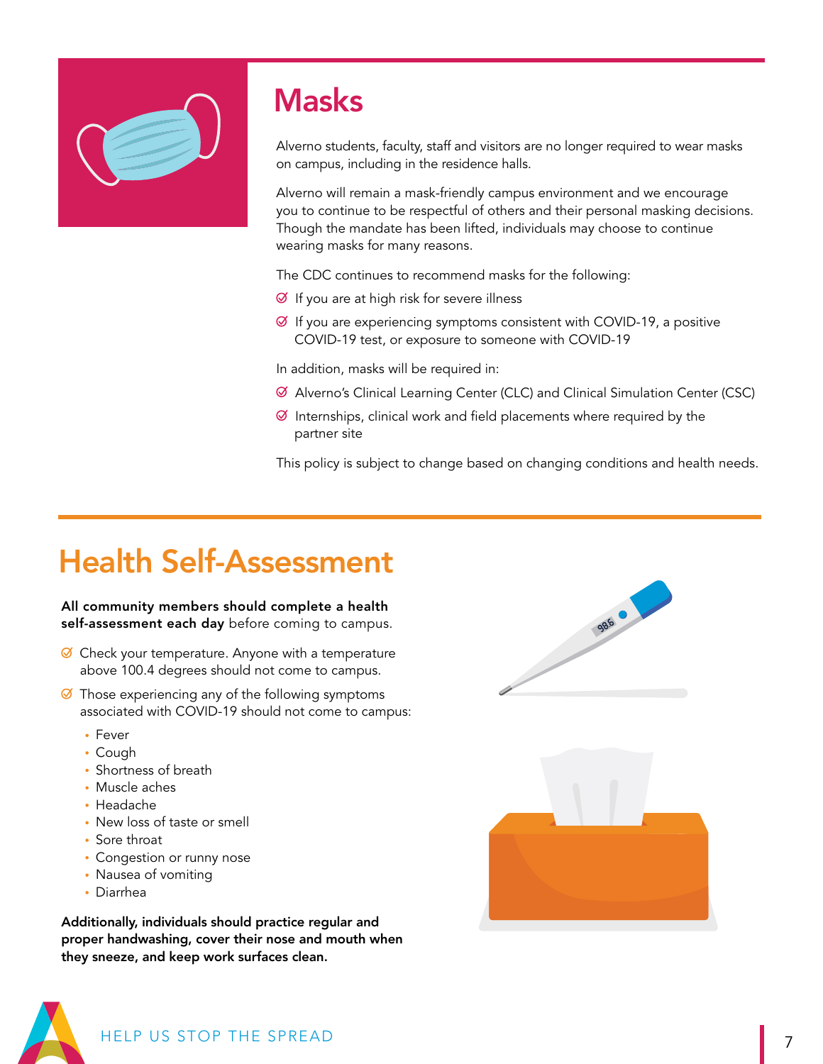## Masks

Alverno students, faculty, staff and visitors are no longer required to wear masks on campus, including in the residence halls.

Alverno will remain a mask-friendly campus environment and we encourage you to continue to be respectful of others and their personal masking decisions. Though the mandate has been lifted, individuals may choose to continue wearing masks for many reasons.

The CDC continues to recommend masks for the following:

- If you are at high risk for severe illness
- If you are experiencing symptoms consistent with COVID-19, a positive COVID-19 test, or exposure to someone with COVID-19

In addition, masks will be required in:

- Alverno's Clinical Learning Center (CLC) and Clinical Simulation Center (CSC)
- Internships, clinical work and field placements where required by the partner site

This policy is subject to change based on changing conditions and health needs.

## Health Self-Assessment

**All community members should complete a health self-assessment each day** before coming to campus.

- Check your temperature. Anyone with a temperature above 100.4 degrees should not come to campus.
- Those experiencing any of the following symptoms associated with COVID-19 should not come to campus:
  - Fever
  - Cough
  - Shortness of breath
  - Muscle aches
  - Headache
  - New loss of taste or smell
  - Sore throat
  - Congestion or runny nose
  - Nausea of vomiting
  - Diarrhea

**Additionally, individuals should practice regular and proper handwashing, cover their nose and mouth when they sneeze, and keep work surfaces clean.**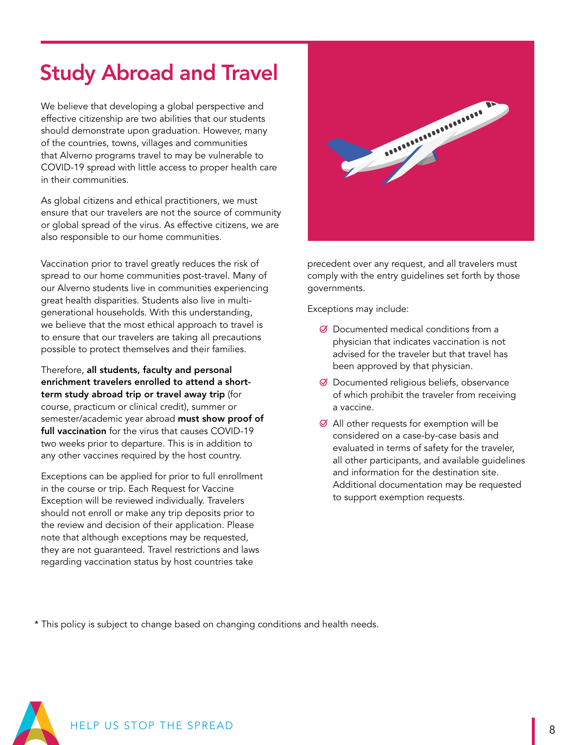# Study Abroad and Travel

We believe that developing a global perspective and effective citizenship are two abilities that our students should demonstrate upon graduation. However, many of the countries, towns, villages and communities that Alverno programs travel to may be vulnerable to COVID-19 spread with little access to proper health care in their communities.

As global citizens and ethical practitioners, we must ensure that our travelers are not the source of community or global spread of the virus. As effective citizens, we are also responsible to our home communities.

Vaccination prior to travel greatly reduces the risk of spread to our home communities post-travel. Many of our Alverno students live in communities experiencing great health disparities. Students also live in multi-generational households. With this understanding, we believe that the most ethical approach to travel is to ensure that our travelers are taking all precautions possible to protect themselves and their families.

Therefore, **all students, faculty and personal enrichment travelers enrolled to attend a short-term study abroad trip or travel away trip** (for course, practicum or clinical credit), summer or semester/academic year abroad **must show proof of full vaccination** for the virus that causes COVID-19 two weeks prior to departure. This is in addition to any other vaccines required by the host country.

Exceptions can be applied for prior to full enrollment in the course or trip. Each Request for Vaccine Exception will be reviewed individually. Travelers should not enroll or make any trip deposits prior to the review and decision of their application. Please note that although exceptions may be requested, they are not guaranteed. Travel restrictions and laws regarding vaccination status by host countries take precedent over any request, and all travelers must comply with the entry guidelines set forth by those governments.

Exceptions may include:

- Documented medical conditions from a physician that indicates vaccination is not advised for the traveler but that travel has been approved by that physician.
- Documented religious beliefs, observance of which prohibit the traveler from receiving a vaccine.
- All other requests for exemption will be considered on a case-by-case basis and evaluated in terms of safety for the traveler, all other participants, and available guidelines and information for the destination site. Additional documentation may be requested to support exemption requests.

* This policy is subject to change based on changing conditions and health needs.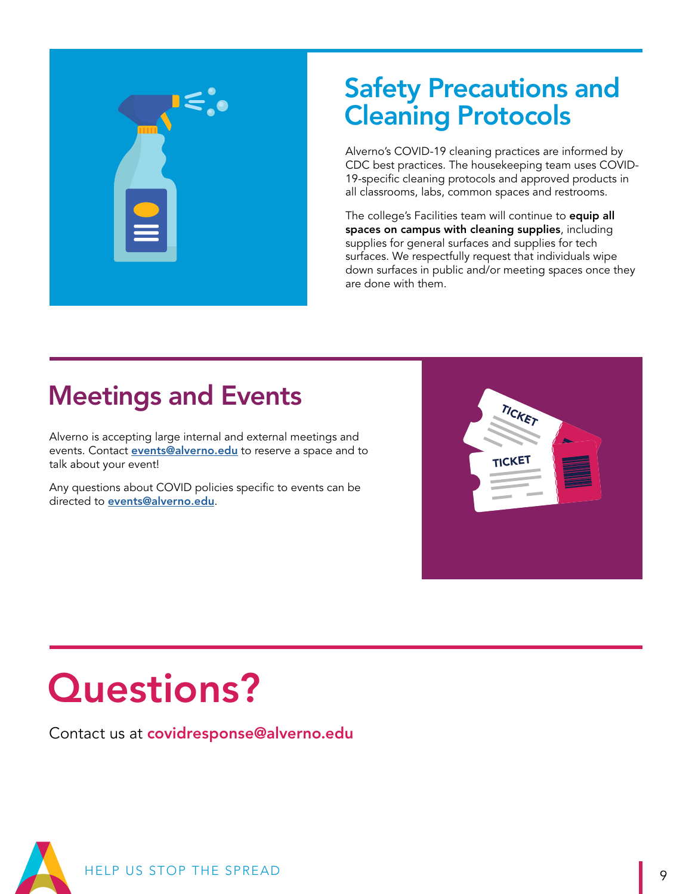## Safety Precautions and Cleaning Protocols

Alverno's COVID-19 cleaning practices are informed by CDC best practices. The housekeeping team uses COVID-19-specific cleaning protocols and approved products in all classrooms, labs, common spaces and restrooms.

The college's Facilities team will continue to **equip all spaces on campus with cleaning supplies**, including supplies for general surfaces and supplies for tech surfaces. We respectfully request that individuals wipe down surfaces in public and/or meeting spaces once they are done with them.

## Meetings and Events

Alverno is accepting large internal and external meetings and events. Contact **events@alverno.edu** to reserve a space and to talk about your event!

Any questions about COVID policies specific to events can be directed to **events@alverno.edu**.

# Questions?

Contact us at **covidresponse@alverno.edu**